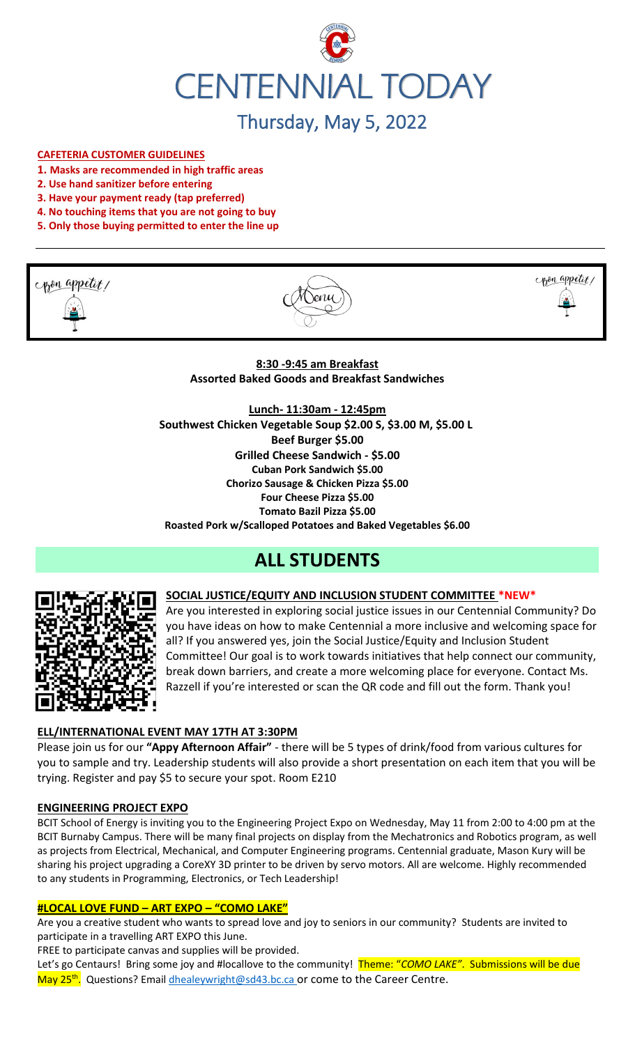# CENTENNIAL TODAY

## Thursday, May 5, 2022

**CAFETERIA CUSTOMER GUIDELINES**

1. **Masks are recommended in high traffic areas**
2. **Use hand sanitizer before entering**
3. **Have your payment ready (tap preferred)**
4. **No touching items that you are not going to buy**
5. **Only those buying permitted to enter the line up**

Bon appetit! Menu Bon appetit!

**8:30 -9:45 am Breakfast**
**Assorted Baked Goods and Breakfast Sandwiches**

**Lunch- 11:30am - 12:45pm**
**Southwest Chicken Vegetable Soup $2.00 S, $3.00 M, $5.00 L**
**Beef Burger $5.00**
**Grilled Cheese Sandwich - $5.00**
**Cuban Pork Sandwich $5.00**
**Chorizo Sausage & Chicken Pizza $5.00**
**Four Cheese Pizza $5.00**
**Tomato Bazil Pizza $5.00**
**Roasted Pork w/Scalloped Potatoes and Baked Vegetables $6.00**

# ALL STUDENTS

### SOCIAL JUSTICE/EQUITY AND INCLUSION STUDENT COMMITTEE *NEW*

Are you interested in exploring social justice issues in our Centennial Community? Do you have ideas on how to make Centennial a more inclusive and welcoming space for all? If you answered yes, join the Social Justice/Equity and Inclusion Student Committee! Our goal is to work towards initiatives that help connect our community, break down barriers, and create a more welcoming place for everyone. Contact Ms. Razzell if you're interested or scan the QR code and fill out the form. Thank you!

### ELL/INTERNATIONAL EVENT MAY 17TH AT 3:30PM

Please join us for our **"Appy Afternoon Affair"** - there will be 5 types of drink/food from various cultures for you to sample and try. Leadership students will also provide a short presentation on each item that you will be trying. Register and pay $5 to secure your spot. Room E210

### ENGINEERING PROJECT EXPO

BCIT School of Energy is inviting you to the Engineering Project Expo on Wednesday, May 11 from 2:00 to 4:00 pm at the BCIT Burnaby Campus. There will be many final projects on display from the Mechatronics and Robotics program, as well as projects from Electrical, Mechanical, and Computer Engineering programs. Centennial graduate, Mason Kury will be sharing his project upgrading a CoreXY 3D printer to be driven by servo motors. All are welcome. Highly recommended to any students in Programming, Electronics, or Tech Leadership!

### #LOCAL LOVE FUND – ART EXPO – "COMO LAKE"

Are you a creative student who wants to spread love and joy to seniors in our community? Students are invited to participate in a travelling ART EXPO this June.

FREE to participate canvas and supplies will be provided.

Let's go Centaurs! Bring some joy and #locallove to the community! Theme: "*COMO LAKE"*. Submissions will be due May 25th. Questions? Email dhealeywright@sd43.bc.ca or come to the Career Centre.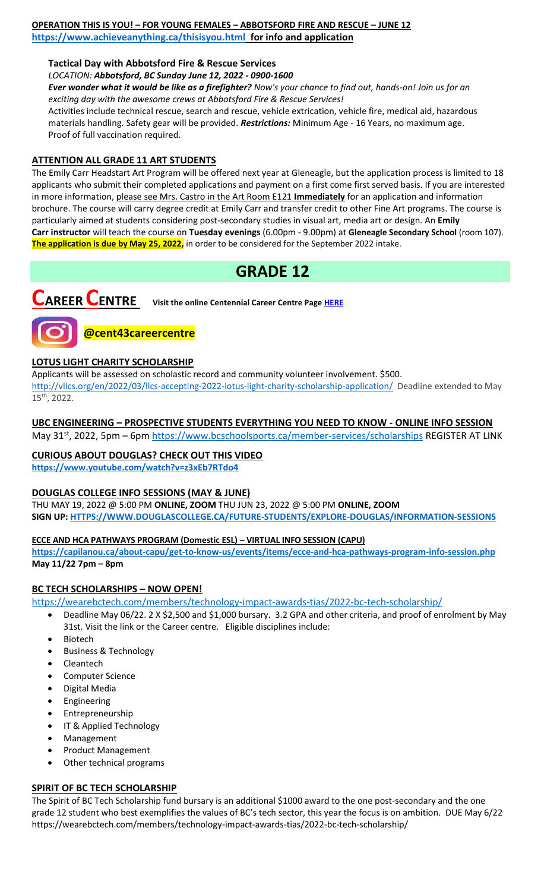**OPERATION THIS IS YOU! – FOR YOUNG FEMALES – ABBOTSFORD FIRE AND RESCUE – JUNE 12**
**https://www.achieveanything.ca/thisisyou.html for info and application**

**Tactical Day with Abbotsford Fire & Rescue Services**

*LOCATION:* ***Abbotsford, BC Sunday June 12, 2022 - 0900-1600***

***Ever wonder what it would be like as a firefighter?*** *Now's your chance to find out, hands-on! Join us for an exciting day with the awesome crews at Abbotsford Fire & Rescue Services!*

Activities include technical rescue, search and rescue, vehicle extrication, vehicle fire, medical aid, hazardous materials handling. Safety gear will be provided. ***Restrictions:*** Minimum Age - 16 Years, no maximum age. Proof of full vaccination required.

**ATTENTION ALL GRADE 11 ART STUDENTS**

The Emily Carr Headstart Art Program will be offered next year at Gleneagle, but the application process is limited to 18 applicants who submit their completed applications and payment on a first come first served basis. If you are interested in more information, please see Mrs. Castro in the Art Room E121 **Immediately** for an application and information brochure. The course will carry degree credit at Emily Carr and transfer credit to other Fine Art programs. The course is particularly aimed at students considering post-secondary studies in visual art, media art or design. An **Emily Carr instructor** will teach the course on **Tuesday evenings** (6.00pm - 9.00pm) at **Gleneagle Secondary School** (room 107). **The application is due by May 25, 2022,** in order to be considered for the September 2022 intake.

# GRADE 12

## CAREER CENTRE

Visit the online Centennial Career Centre Page HERE

**@cent43careercentre**

**LOTUS LIGHT CHARITY SCHOLARSHIP**

Applicants will be assessed on scholastic record and community volunteer involvement. $500.
http://vllcs.org/en/2022/03/llcs-accepting-2022-lotus-light-charity-scholarship-application/ Deadline extended to May 15th, 2022.

**UBC ENGINEERING – PROSPECTIVE STUDENTS EVERYTHING YOU NEED TO KNOW - ONLINE INFO SESSION**

May 31st, 2022, 5pm – 6pm https://www.bcschoolsports.ca/member-services/scholarships REGISTER AT LINK

**CURIOUS ABOUT DOUGLAS? CHECK OUT THIS VIDEO**

**https://www.youtube.com/watch?v=z3xEb7RTdo4**

**DOUGLAS COLLEGE INFO SESSIONS (MAY & JUNE)**

THU MAY 19, 2022 @ 5:00 PM **ONLINE, ZOOM** THU JUN 23, 2022 @ 5:00 PM **ONLINE, ZOOM**
**SIGN UP: HTTPS://WWW.DOUGLASCOLLEGE.CA/FUTURE-STUDENTS/EXPLORE-DOUGLAS/INFORMATION-SESSIONS**

**ECCE AND HCA PATHWAYS PROGRAM (Domestic ESL) – VIRTUAL INFO SESSION (CAPU)**

**https://capilanou.ca/about-capu/get-to-know-us/events/items/ecce-and-hca-pathways-program-info-session.php**
**May 11/22 7pm – 8pm**

**BC TECH SCHOLARSHIPS – NOW OPEN!**

https://wearebctech.com/members/technology-impact-awards-tias/2022-bc-tech-scholarship/

- Deadline May 06/22. 2 X $2,500 and $1,000 bursary. 3.2 GPA and other criteria, and proof of enrolment by May 31st. Visit the link or the Career centre. Eligible disciplines include:
- Biotech
- Business & Technology
- Cleantech
- Computer Science
- Digital Media
- Engineering
- Entrepreneurship
- IT & Applied Technology
- Management
- Product Management
- Other technical programs

**SPIRIT OF BC TECH SCHOLARSHIP**

The Spirit of BC Tech Scholarship fund bursary is an additional $1000 award to the one post-secondary and the one grade 12 student who best exemplifies the values of BC's tech sector, this year the focus is on ambition. DUE May 6/22 https://wearebctech.com/members/technology-impact-awards-tias/2022-bc-tech-scholarship/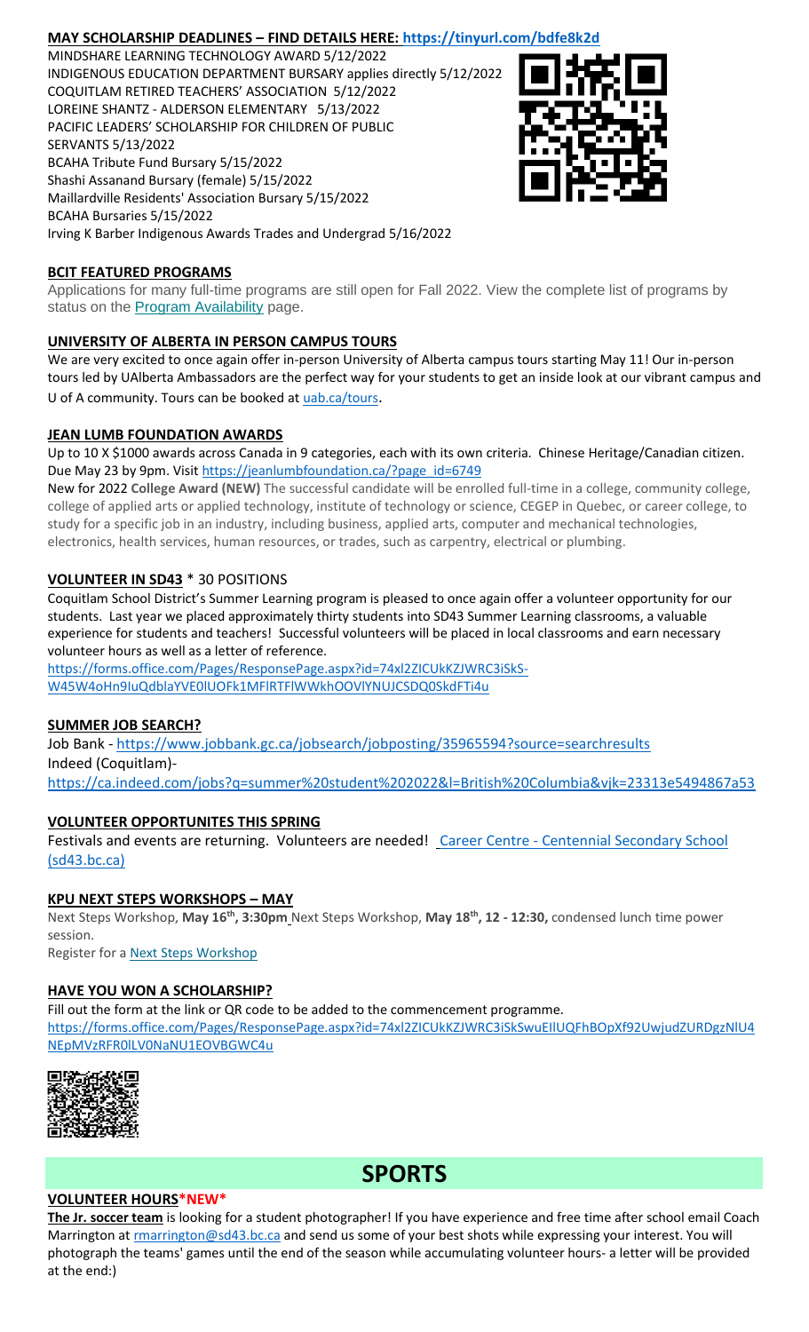**MAY SCHOLARSHIP DEADLINES – FIND DETAILS HERE: https://tinyurl.com/bdfe8k2d**

MINDSHARE LEARNING TECHNOLOGY AWARD 5/12/2022
INDIGENOUS EDUCATION DEPARTMENT BURSARY applies directly 5/12/2022
COQUITLAM RETIRED TEACHERS' ASSOCIATION 5/12/2022
LOREINE SHANTZ - ALDERSON ELEMENTARY 5/13/2022
PACIFIC LEADERS' SCHOLARSHIP FOR CHILDREN OF PUBLIC SERVANTS 5/13/2022
BCAHA Tribute Fund Bursary 5/15/2022
Shashi Assanand Bursary (female) 5/15/2022
Maillardville Residents' Association Bursary 5/15/2022
BCAHA Bursaries 5/15/2022
Irving K Barber Indigenous Awards Trades and Undergrad 5/16/2022

**BCIT FEATURED PROGRAMS**

Applications for many full-time programs are still open for Fall 2022. View the complete list of programs by status on the Program Availability page.

**UNIVERSITY OF ALBERTA IN PERSON CAMPUS TOURS**

We are very excited to once again offer in-person University of Alberta campus tours starting May 11! Our in-person tours led by UAlberta Ambassadors are the perfect way for your students to get an inside look at our vibrant campus and U of A community. Tours can be booked at uab.ca/tours.

**JEAN LUMB FOUNDATION AWARDS**

Up to 10 X $1000 awards across Canada in 9 categories, each with its own criteria. Chinese Heritage/Canadian citizen. Due May 23 by 9pm. Visit https://jeanlumbfoundation.ca/?page_id=6749

New for 2022 **College Award (NEW)** The successful candidate will be enrolled full-time in a college, community college, college of applied arts or applied technology, institute of technology or science, CEGEP in Quebec, or career college, to study for a specific job in an industry, including business, applied arts, computer and mechanical technologies, electronics, health services, human resources, or trades, such as carpentry, electrical or plumbing.

**VOLUNTEER IN SD43** * 30 POSITIONS

Coquitlam School District's Summer Learning program is pleased to once again offer a volunteer opportunity for our students. Last year we placed approximately thirty students into SD43 Summer Learning classrooms, a valuable experience for students and teachers! Successful volunteers will be placed in local classrooms and earn necessary volunteer hours as well as a letter of reference.

https://forms.office.com/Pages/ResponsePage.aspx?id=74xl2ZICUkKZJWRC3iSkS-W45W4oHn9IuQdblaYVE0lUOFk1MFlRTFlWWkhOOVlYNUJCSDQ0SkdFTi4u

**SUMMER JOB SEARCH?**

Job Bank - https://www.jobbank.gc.ca/jobsearch/jobposting/35965594?source=searchresults
Indeed (Coquitlam)-
https://ca.indeed.com/jobs?q=summer%20student%202022&l=British%20Columbia&vjk=23313e5494867a53

**VOLUNTEER OPPORTUNITES THIS SPRING**

Festivals and events are returning. Volunteers are needed! Career Centre - Centennial Secondary School (sd43.bc.ca)

**KPU NEXT STEPS WORKSHOPS – MAY**

Next Steps Workshop, **May 16th, 3:30pm** Next Steps Workshop, **May 18th, 12 - 12:30,** condensed lunch time power session.
Register for a Next Steps Workshop

**HAVE YOU WON A SCHOLARSHIP?**

Fill out the form at the link or QR code to be added to the commencement programme.
https://forms.office.com/Pages/ResponsePage.aspx?id=74xl2ZICUkKZJWRC3iSkSwuEIlUQFhBOpXf92UwjudZURDgzNlU4NEpMVzRFR0lLV0NaNU1EOVBGWC4u

# SPORTS

**VOLUNTEER HOURS*NEW***

**The Jr. soccer team** is looking for a student photographer! If you have experience and free time after school email Coach Marrington at rmarrington@sd43.bc.ca and send us some of your best shots while expressing your interest. You will photograph the teams' games until the end of the season while accumulating volunteer hours- a letter will be provided at the end:)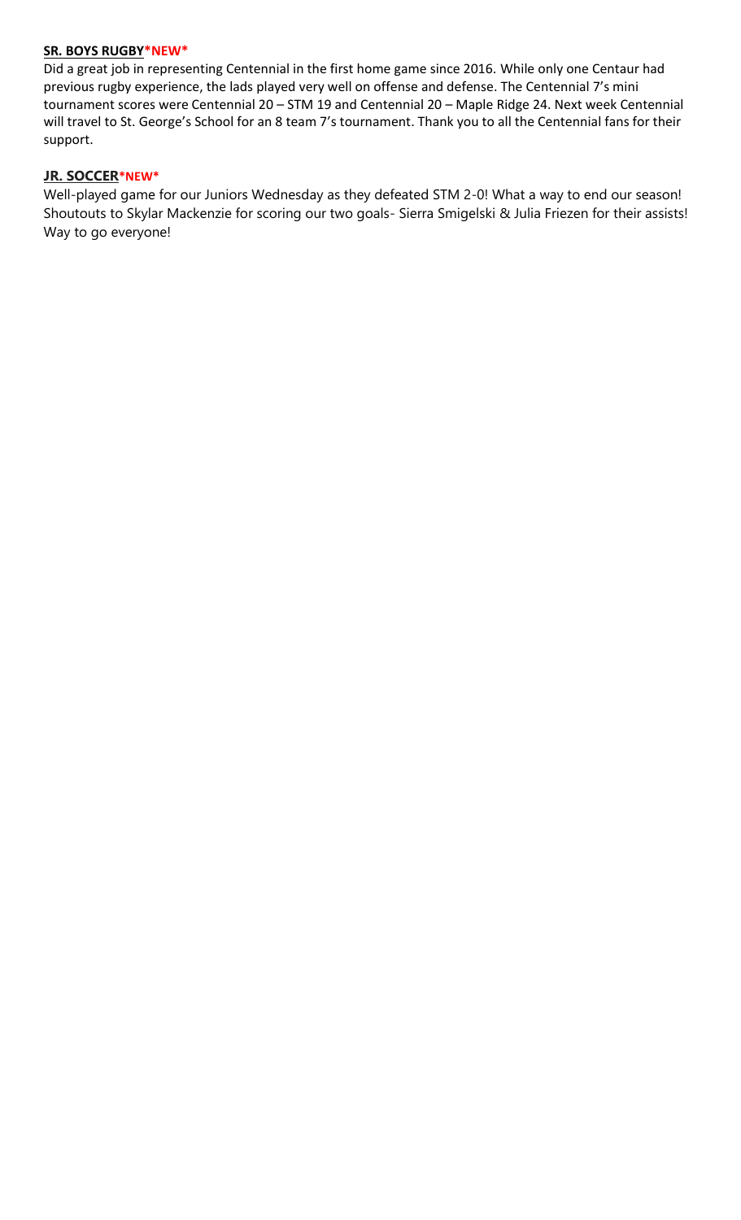**SR. BOYS RUGBY*NEW***

Did a great job in representing Centennial in the first home game since 2016. While only one Centaur had previous rugby experience, the lads played very well on offense and defense. The Centennial 7's mini tournament scores were Centennial 20 – STM 19 and Centennial 20 – Maple Ridge 24. Next week Centennial will travel to St. George's School for an 8 team 7's tournament. Thank you to all the Centennial fans for their support.

**JR. SOCCER*NEW***

Well-played game for our Juniors Wednesday as they defeated STM 2-0! What a way to end our season! Shoutouts to Skylar Mackenzie for scoring our two goals- Sierra Smigelski & Julia Friezen for their assists! Way to go everyone!